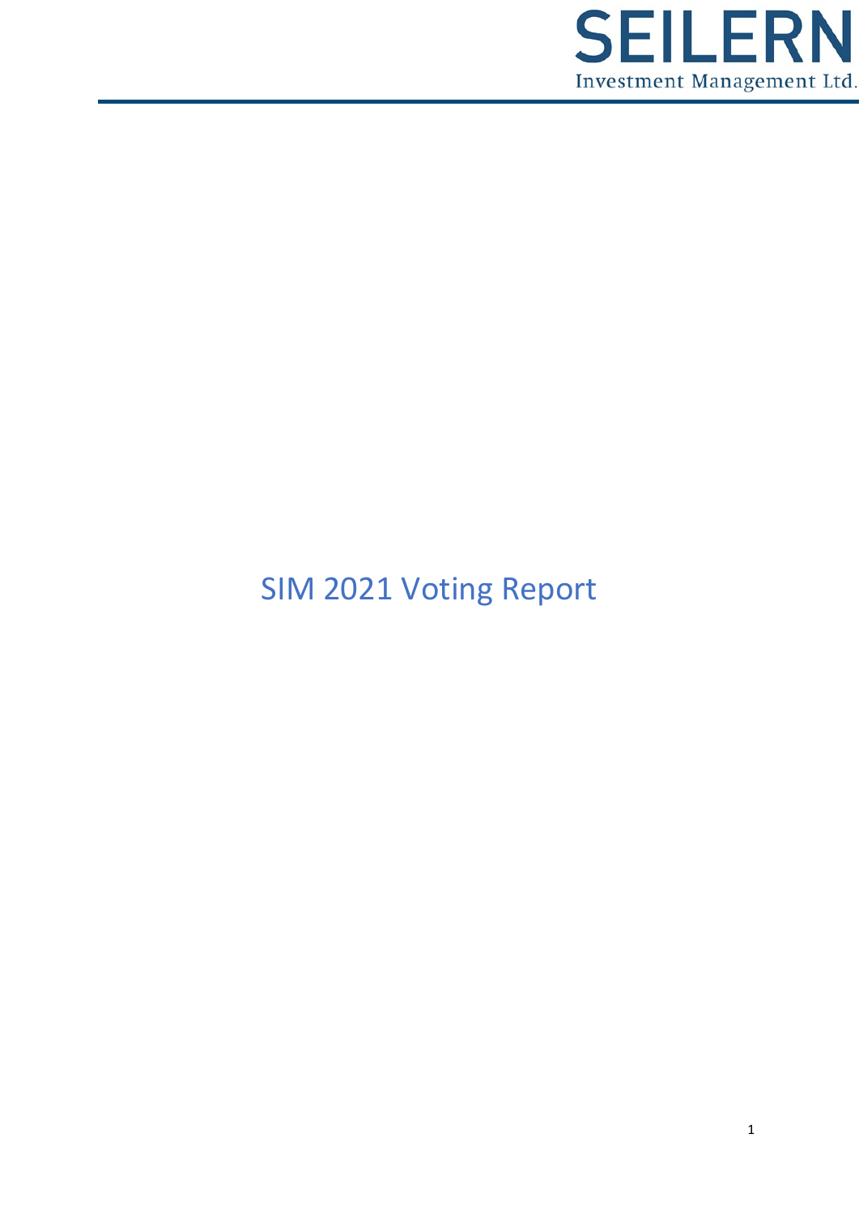SEILERN

Investment Management Ltd.

# SIM 2021 Voting Report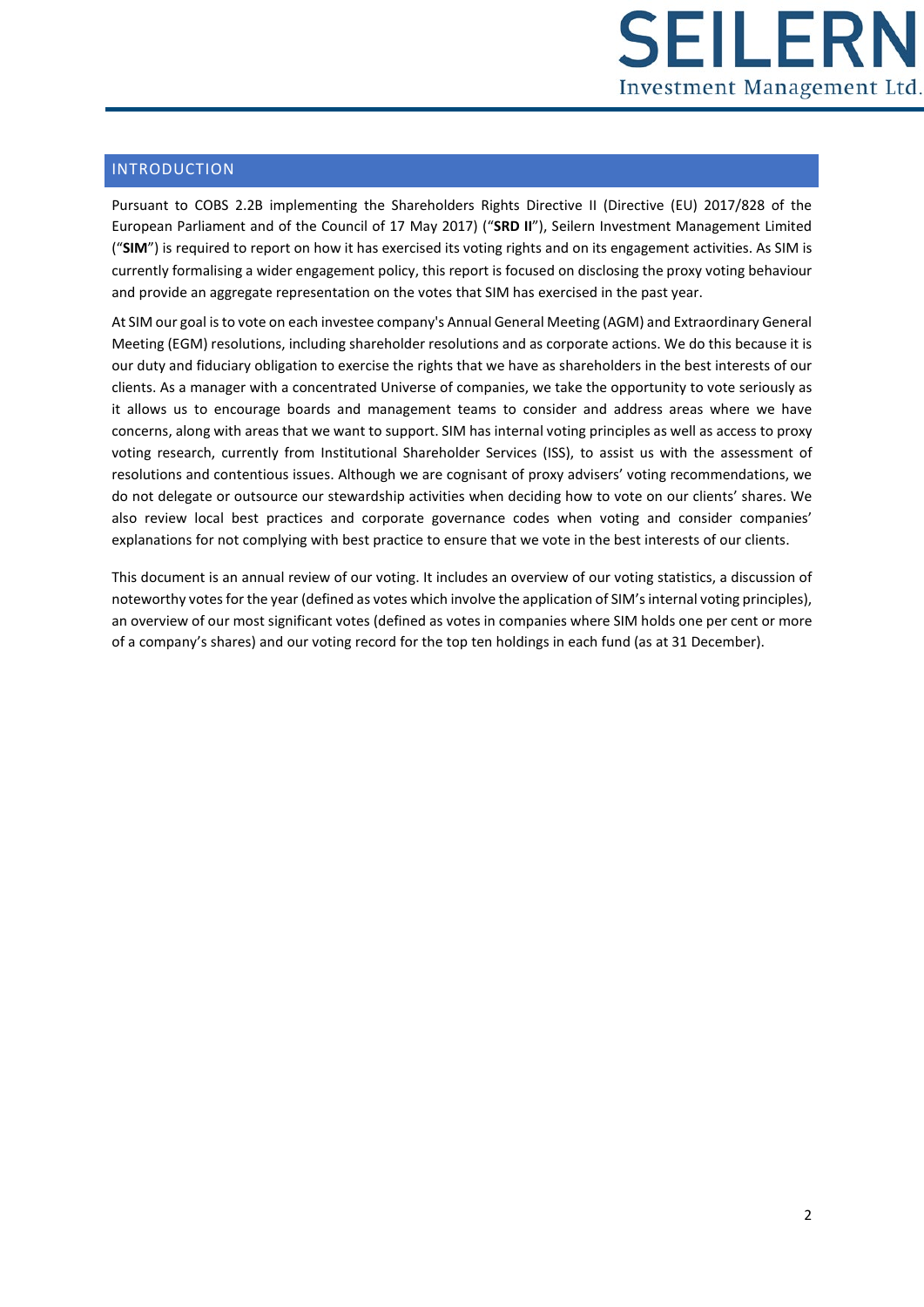## INTRODUCTION

Pursuant to COBS 2.2B implementing the Shareholders Rights Directive II (Directive (EU) 2017/828 of the European Parliament and of the Council of 17 May 2017) ("**SRD II**"), Seilern Investment Management Limited ("**SIM**") is required to report on how it has exercised its voting rights and on its engagement activities. As SIM is currently formalising a wider engagement policy, this report is focused on disclosing the proxy voting behaviour and provide an aggregate representation on the votes that SIM has exercised in the past year.

At SIM our goal is to vote on each investee company's Annual General Meeting (AGM) and Extraordinary General Meeting (EGM) resolutions, including shareholder resolutions and as corporate actions. We do this because it is our duty and fiduciary obligation to exercise the rights that we have as shareholders in the best interests of our clients. As a manager with a concentrated Universe of companies, we take the opportunity to vote seriously as it allows us to encourage boards and management teams to consider and address areas where we have concerns, along with areas that we want to support. SIM has internal voting principles as well as access to proxy voting research, currently from Institutional Shareholder Services (ISS), to assist us with the assessment of resolutions and contentious issues. Although we are cognisant of proxy advisers' voting recommendations, we do not delegate or outsource our stewardship activities when deciding how to vote on our clients' shares. We also review local best practices and corporate governance codes when voting and consider companies' explanations for not complying with best practice to ensure that we vote in the best interests of our clients.

This document is an annual review of our voting. It includes an overview of our voting statistics, a discussion of noteworthy votes for the year (defined as votes which involve the application of SIM's internal voting principles), an overview of our most significant votes (defined as votes in companies where SIM holds one per cent or more of a company's shares) and our voting record for the top ten holdings in each fund (as at 31 December).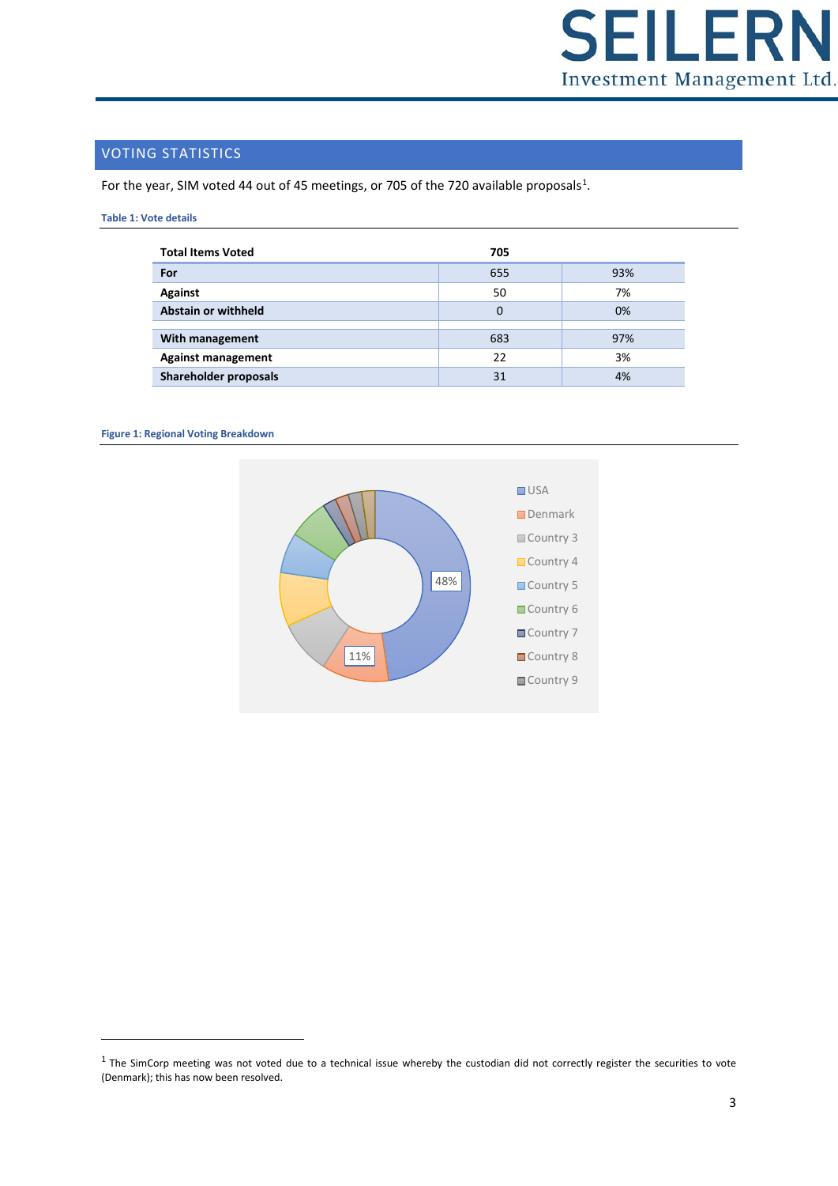## VOTING STATISTICS

For the year, SIM voted 44 out of 45 meetings, or 705 of the 720 available proposals[1].

**Table 1: Vote details**

| **Total Items Voted** | **705** | |
|---|---|---|
| **For** | 655 | 93% |
| **Against** | 50 | 7% |
| **Abstain or withheld** | 0 | 0% |
| | | |
| **With management** | 683 | 97% |
| **Against management** | 22 | 3% |
| **Shareholder proposals** | 31 | 4% |

**Figure 1: Regional Voting Breakdown**

[1] The SimCorp meeting was not voted due to a technical issue whereby the custodian did not correctly register the securities to vote (Denmark); this has now been resolved.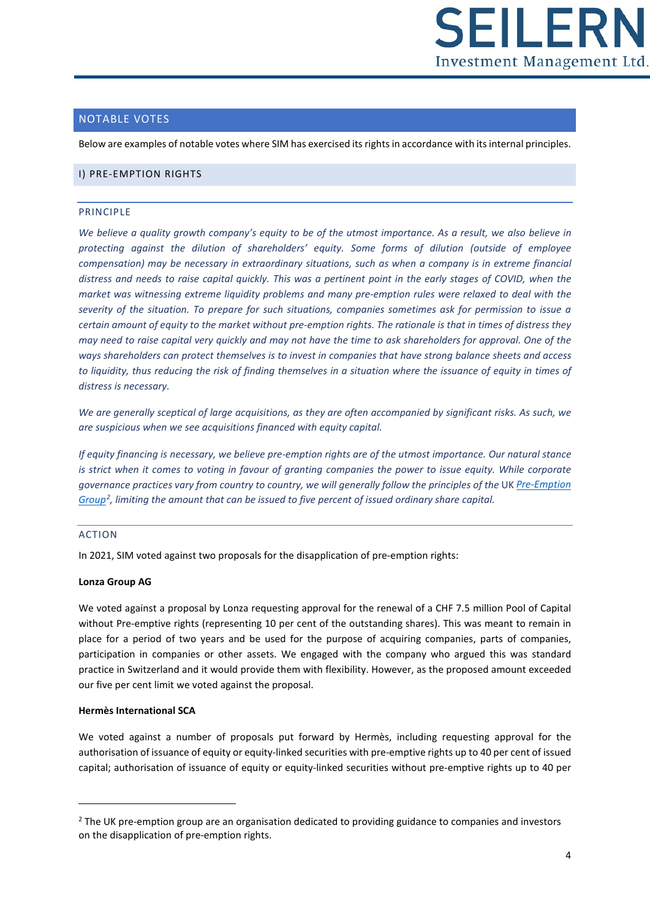## NOTABLE VOTES

Below are examples of notable votes where SIM has exercised its rights in accordance with its internal principles.

### I) PRE-EMPTION RIGHTS

#### PRINCIPLE

*We believe a quality growth company's equity to be of the utmost importance. As a result, we also believe in protecting against the dilution of shareholders' equity. Some forms of dilution (outside of employee compensation) may be necessary in extraordinary situations, such as when a company is in extreme financial distress and needs to raise capital quickly. This was a pertinent point in the early stages of COVID, when the market was witnessing extreme liquidity problems and many pre-emption rules were relaxed to deal with the severity of the situation. To prepare for such situations, companies sometimes ask for permission to issue a certain amount of equity to the market without pre-emption rights. The rationale is that in times of distress they may need to raise capital very quickly and may not have the time to ask shareholders for approval. One of the ways shareholders can protect themselves is to invest in companies that have strong balance sheets and access to liquidity, thus reducing the risk of finding themselves in a situation where the issuance of equity in times of distress is necessary.*

*We are generally sceptical of large acquisitions, as they are often accompanied by significant risks. As such, we are suspicious when we see acquisitions financed with equity capital.*

*If equity financing is necessary, we believe pre-emption rights are of the utmost importance. Our natural stance is strict when it comes to voting in favour of granting companies the power to issue equity. While corporate governance practices vary from country to country, we will generally follow the principles of the* UK *Pre-Emption Group*[2]*, limiting the amount that can be issued to five percent of issued ordinary share capital.*

#### ACTION

In 2021, SIM voted against two proposals for the disapplication of pre-emption rights:

**Lonza Group AG**

We voted against a proposal by Lonza requesting approval for the renewal of a CHF 7.5 million Pool of Capital without Pre-emptive rights (representing 10 per cent of the outstanding shares). This was meant to remain in place for a period of two years and be used for the purpose of acquiring companies, parts of companies, participation in companies or other assets. We engaged with the company who argued this was standard practice in Switzerland and it would provide them with flexibility. However, as the proposed amount exceeded our five per cent limit we voted against the proposal.

**Hermès International SCA**

We voted against a number of proposals put forward by Hermès, including requesting approval for the authorisation of issuance of equity or equity-linked securities with pre-emptive rights up to 40 per cent of issued capital; authorisation of issuance of equity or equity-linked securities without pre-emptive rights up to 40 per

---

[2] The UK pre-emption group are an organisation dedicated to providing guidance to companies and investors on the disapplication of pre-emption rights.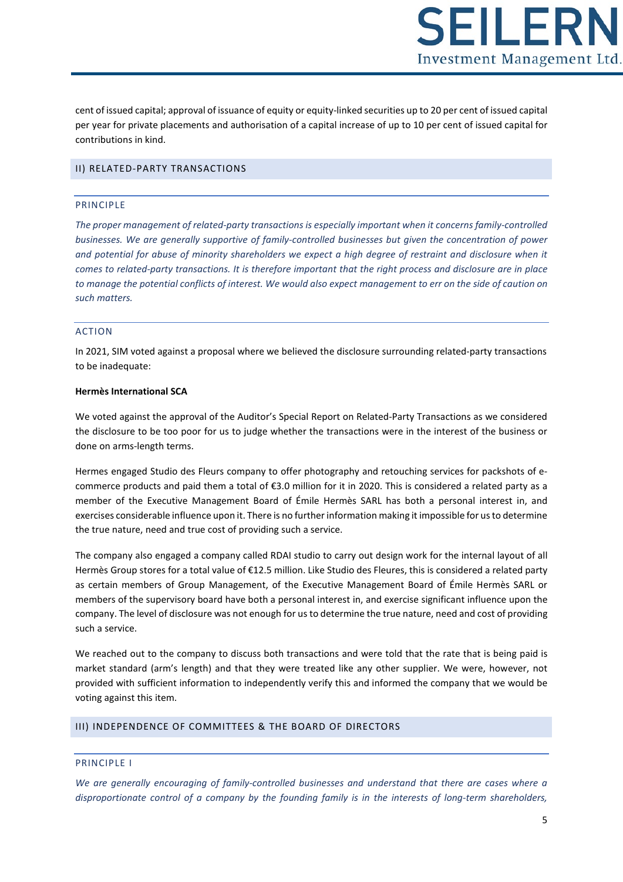cent of issued capital; approval of issuance of equity or equity-linked securities up to 20 per cent of issued capital per year for private placements and authorisation of a capital increase of up to 10 per cent of issued capital for contributions in kind.

## II) RELATED-PARTY TRANSACTIONS

### PRINCIPLE

*The proper management of related-party transactions is especially important when it concerns family-controlled businesses. We are generally supportive of family-controlled businesses but given the concentration of power and potential for abuse of minority shareholders we expect a high degree of restraint and disclosure when it comes to related-party transactions. It is therefore important that the right process and disclosure are in place to manage the potential conflicts of interest. We would also expect management to err on the side of caution on such matters.*

### ACTION

In 2021, SIM voted against a proposal where we believed the disclosure surrounding related-party transactions to be inadequate:

**Hermès International SCA**

We voted against the approval of the Auditor's Special Report on Related-Party Transactions as we considered the disclosure to be too poor for us to judge whether the transactions were in the interest of the business or done on arms-length terms.

Hermes engaged Studio des Fleurs company to offer photography and retouching services for packshots of e-commerce products and paid them a total of €3.0 million for it in 2020. This is considered a related party as a member of the Executive Management Board of Émile Hermès SARL has both a personal interest in, and exercises considerable influence upon it. There is no further information making it impossible for us to determine the true nature, need and true cost of providing such a service.

The company also engaged a company called RDAI studio to carry out design work for the internal layout of all Hermès Group stores for a total value of €12.5 million. Like Studio des Fleures, this is considered a related party as certain members of Group Management, of the Executive Management Board of Émile Hermès SARL or members of the supervisory board have both a personal interest in, and exercise significant influence upon the company. The level of disclosure was not enough for us to determine the true nature, need and cost of providing such a service.

We reached out to the company to discuss both transactions and were told that the rate that is being paid is market standard (arm's length) and that they were treated like any other supplier. We were, however, not provided with sufficient information to independently verify this and informed the company that we would be voting against this item.

## III) INDEPENDENCE OF COMMITTEES & THE BOARD OF DIRECTORS

### PRINCIPLE I

*We are generally encouraging of family-controlled businesses and understand that there are cases where a disproportionate control of a company by the founding family is in the interests of long-term shareholders,*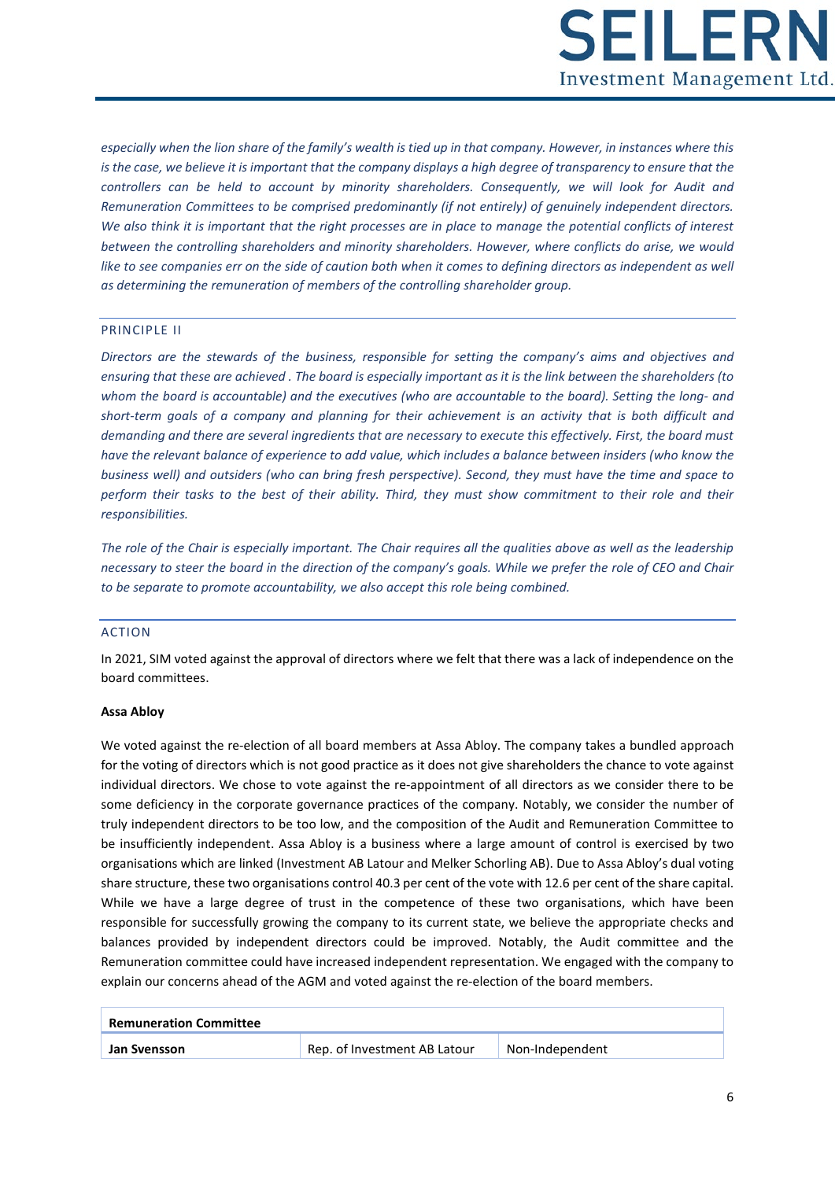*especially when the lion share of the family's wealth is tied up in that company. However, in instances where this is the case, we believe it is important that the company displays a high degree of transparency to ensure that the controllers can be held to account by minority shareholders. Consequently, we will look for Audit and Remuneration Committees to be comprised predominantly (if not entirely) of genuinely independent directors. We also think it is important that the right processes are in place to manage the potential conflicts of interest between the controlling shareholders and minority shareholders. However, where conflicts do arise, we would like to see companies err on the side of caution both when it comes to defining directors as independent as well as determining the remuneration of members of the controlling shareholder group.*

## PRINCIPLE II

*Directors are the stewards of the business, responsible for setting the company's aims and objectives and ensuring that these are achieved . The board is especially important as it is the link between the shareholders (to whom the board is accountable) and the executives (who are accountable to the board). Setting the long- and short-term goals of a company and planning for their achievement is an activity that is both difficult and demanding and there are several ingredients that are necessary to execute this effectively. First, the board must have the relevant balance of experience to add value, which includes a balance between insiders (who know the business well) and outsiders (who can bring fresh perspective). Second, they must have the time and space to perform their tasks to the best of their ability. Third, they must show commitment to their role and their responsibilities.*

*The role of the Chair is especially important. The Chair requires all the qualities above as well as the leadership necessary to steer the board in the direction of the company's goals. While we prefer the role of CEO and Chair to be separate to promote accountability, we also accept this role being combined.*

## ACTION

In 2021, SIM voted against the approval of directors where we felt that there was a lack of independence on the board committees.

**Assa Abloy**

We voted against the re-election of all board members at Assa Abloy. The company takes a bundled approach for the voting of directors which is not good practice as it does not give shareholders the chance to vote against individual directors. We chose to vote against the re-appointment of all directors as we consider there to be some deficiency in the corporate governance practices of the company. Notably, we consider the number of truly independent directors to be too low, and the composition of the Audit and Remuneration Committee to be insufficiently independent. Assa Abloy is a business where a large amount of control is exercised by two organisations which are linked (Investment AB Latour and Melker Schorling AB). Due to Assa Abloy's dual voting share structure, these two organisations control 40.3 per cent of the vote with 12.6 per cent of the share capital. While we have a large degree of trust in the competence of these two organisations, which have been responsible for successfully growing the company to its current state, we believe the appropriate checks and balances provided by independent directors could be improved. Notably, the Audit committee and the Remuneration committee could have increased independent representation. We engaged with the company to explain our concerns ahead of the AGM and voted against the re-election of the board members.

| **Remuneration Committee** | | |
|---|---|---|
| **Jan Svensson** | Rep. of Investment AB Latour | Non-Independent |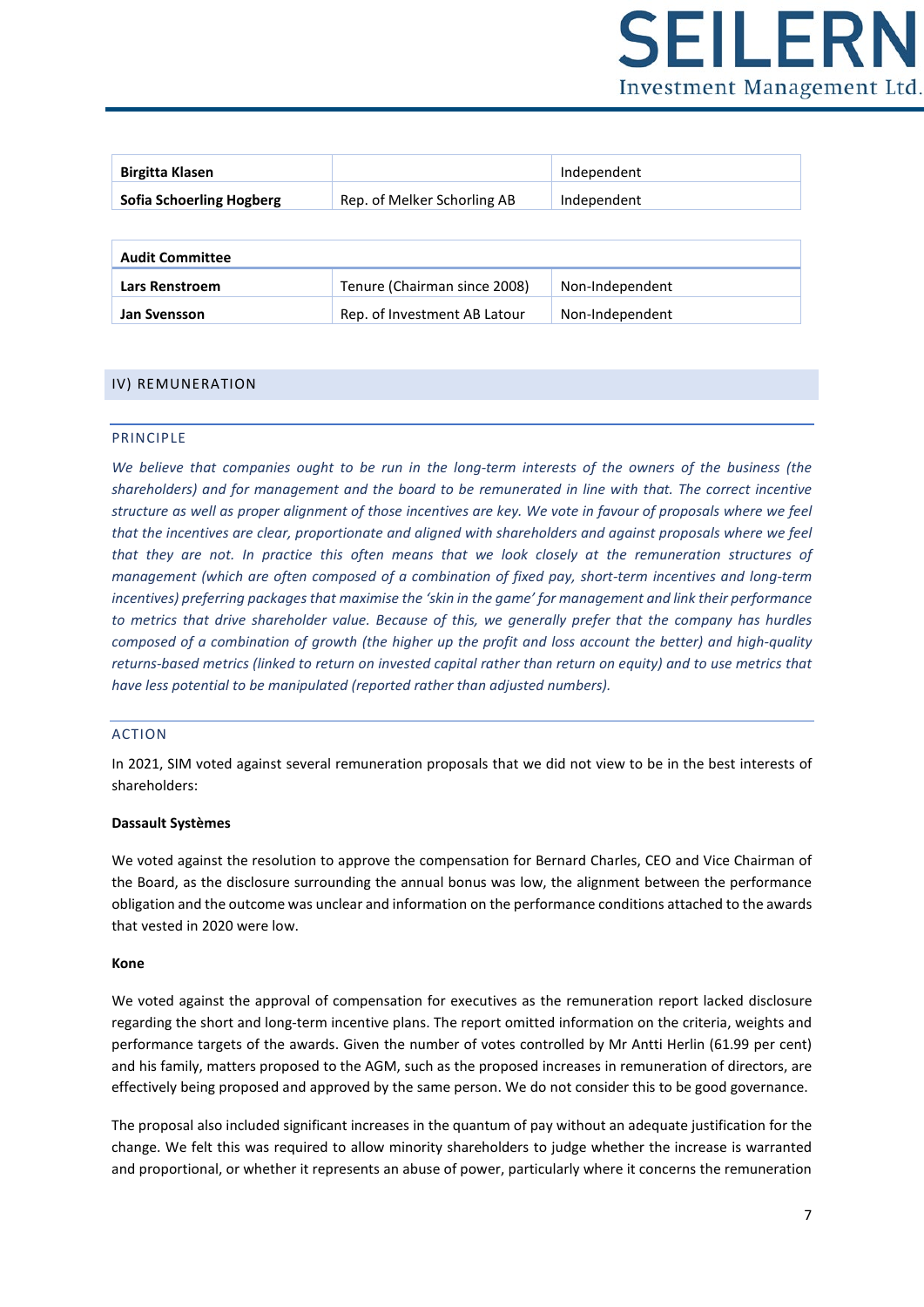| | | |
|---|---|---|
| **Birgitta Klasen** | | Independent |
| **Sofia Schoerling Hogberg** | Rep. of Melker Schorling AB | Independent |

| **Audit Committee** | | |
|---|---|---|
| **Lars Renstroem** | Tenure (Chairman since 2008) | Non-Independent |
| **Jan Svensson** | Rep. of Investment AB Latour | Non-Independent |

## IV) REMUNERATION

### PRINCIPLE

*We believe that companies ought to be run in the long-term interests of the owners of the business (the shareholders) and for management and the board to be remunerated in line with that. The correct incentive structure as well as proper alignment of those incentives are key. We vote in favour of proposals where we feel that the incentives are clear, proportionate and aligned with shareholders and against proposals where we feel that they are not. In practice this often means that we look closely at the remuneration structures of management (which are often composed of a combination of fixed pay, short-term incentives and long-term incentives) preferring packages that maximise the 'skin in the game' for management and link their performance to metrics that drive shareholder value. Because of this, we generally prefer that the company has hurdles composed of a combination of growth (the higher up the profit and loss account the better) and high-quality returns-based metrics (linked to return on invested capital rather than return on equity) and to use metrics that have less potential to be manipulated (reported rather than adjusted numbers).*

### ACTION

In 2021, SIM voted against several remuneration proposals that we did not view to be in the best interests of shareholders:

**Dassault Systèmes**

We voted against the resolution to approve the compensation for Bernard Charles, CEO and Vice Chairman of the Board, as the disclosure surrounding the annual bonus was low, the alignment between the performance obligation and the outcome was unclear and information on the performance conditions attached to the awards that vested in 2020 were low.

**Kone**

We voted against the approval of compensation for executives as the remuneration report lacked disclosure regarding the short and long-term incentive plans. The report omitted information on the criteria, weights and performance targets of the awards. Given the number of votes controlled by Mr Antti Herlin (61.99 per cent) and his family, matters proposed to the AGM, such as the proposed increases in remuneration of directors, are effectively being proposed and approved by the same person. We do not consider this to be good governance.

The proposal also included significant increases in the quantum of pay without an adequate justification for the change. We felt this was required to allow minority shareholders to judge whether the increase is warranted and proportional, or whether it represents an abuse of power, particularly where it concerns the remuneration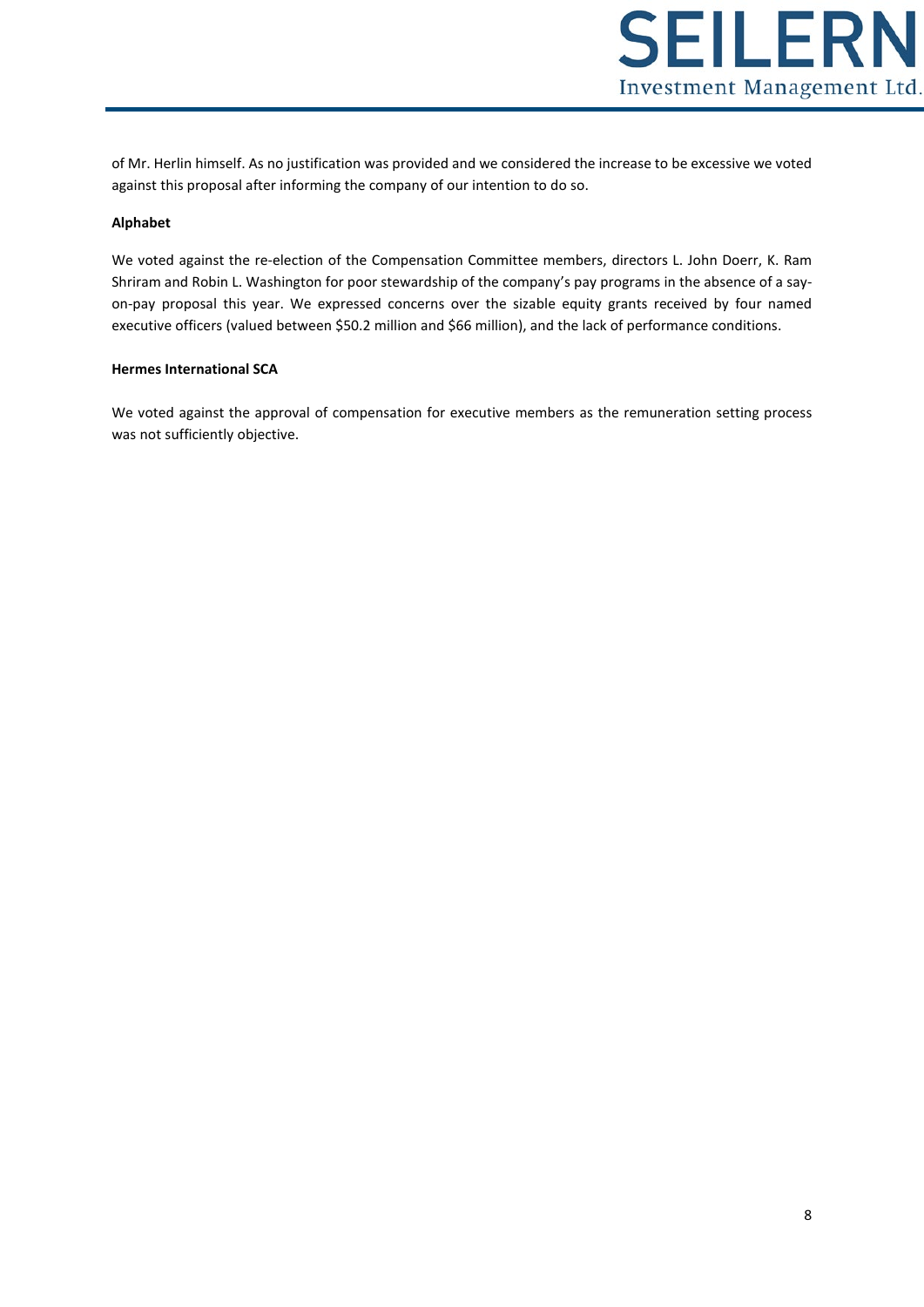of Mr. Herlin himself. As no justification was provided and we considered the increase to be excessive we voted against this proposal after informing the company of our intention to do so.

**Alphabet**

We voted against the re-election of the Compensation Committee members, directors L. John Doerr, K. Ram Shriram and Robin L. Washington for poor stewardship of the company's pay programs in the absence of a say-on-pay proposal this year. We expressed concerns over the sizable equity grants received by four named executive officers (valued between $50.2 million and $66 million), and the lack of performance conditions.

**Hermes International SCA**

We voted against the approval of compensation for executive members as the remuneration setting process was not sufficiently objective.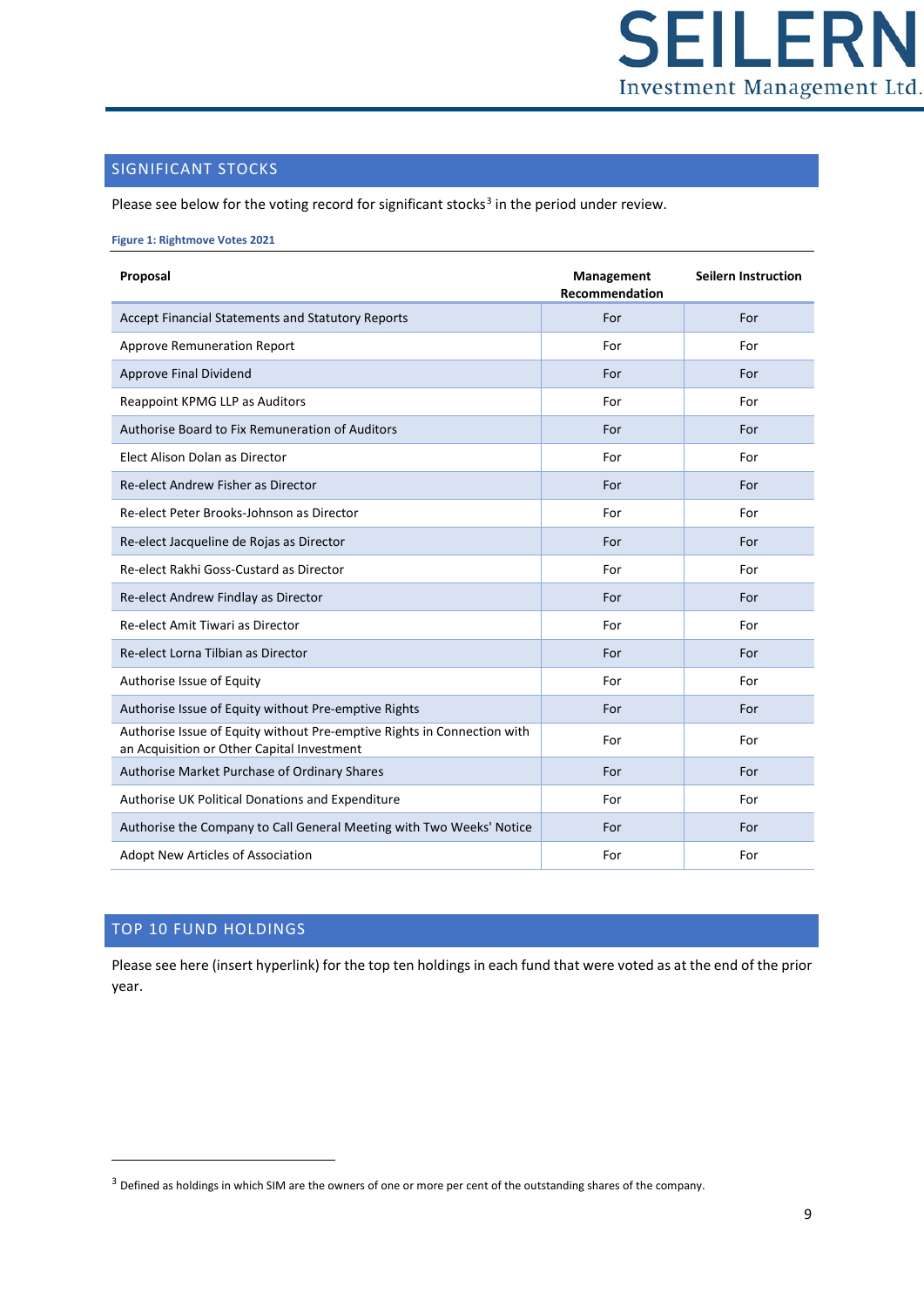## SIGNIFICANT STOCKS

Please see below for the voting record for significant stocks[3] in the period under review.

**Figure 1: Rightmove Votes 2021**

| Proposal | Management Recommendation | Seilern Instruction |
|---|---|---|
| Accept Financial Statements and Statutory Reports | For | For |
| Approve Remuneration Report | For | For |
| Approve Final Dividend | For | For |
| Reappoint KPMG LLP as Auditors | For | For |
| Authorise Board to Fix Remuneration of Auditors | For | For |
| Elect Alison Dolan as Director | For | For |
| Re-elect Andrew Fisher as Director | For | For |
| Re-elect Peter Brooks-Johnson as Director | For | For |
| Re-elect Jacqueline de Rojas as Director | For | For |
| Re-elect Rakhi Goss-Custard as Director | For | For |
| Re-elect Andrew Findlay as Director | For | For |
| Re-elect Amit Tiwari as Director | For | For |
| Re-elect Lorna Tilbian as Director | For | For |
| Authorise Issue of Equity | For | For |
| Authorise Issue of Equity without Pre-emptive Rights | For | For |
| Authorise Issue of Equity without Pre-emptive Rights in Connection with an Acquisition or Other Capital Investment | For | For |
| Authorise Market Purchase of Ordinary Shares | For | For |
| Authorise UK Political Donations and Expenditure | For | For |
| Authorise the Company to Call General Meeting with Two Weeks' Notice | For | For |
| Adopt New Articles of Association | For | For |

## TOP 10 FUND HOLDINGS

Please see here (insert hyperlink) for the top ten holdings in each fund that were voted as at the end of the prior year.

[3] Defined as holdings in which SIM are the owners of one or more per cent of the outstanding shares of the company.